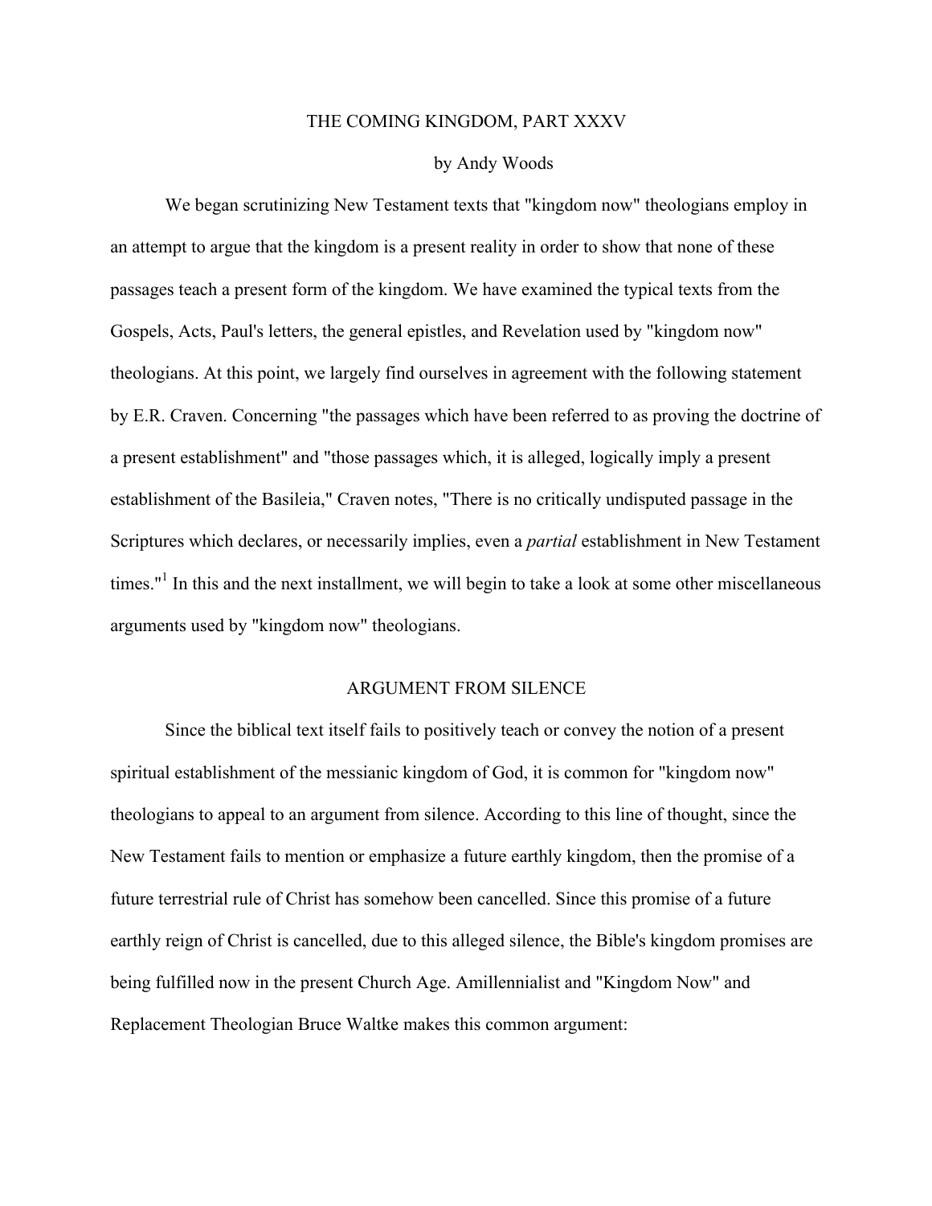# THE COMING KINGDOM, PART XXXV

by Andy Woods

We began scrutinizing New Testament texts that "kingdom now" theologians employ in an attempt to argue that the kingdom is a present reality in order to show that none of these passages teach a present form of the kingdom. We have examined the typical texts from the Gospels, Acts, Paul's letters, the general epistles, and Revelation used by "kingdom now" theologians. At this point, we largely find ourselves in agreement with the following statement by E.R. Craven. Concerning "the passages which have been referred to as proving the doctrine of a present establishment" and "those passages which, it is alleged, logically imply a present establishment of the Basileia," Craven notes, "There is no critically undisputed passage in the Scriptures which declares, or necessarily implies, even a *partial* establishment in New Testament times."[1] In this and the next installment, we will begin to take a look at some other miscellaneous arguments used by "kingdom now" theologians.

## ARGUMENT FROM SILENCE

Since the biblical text itself fails to positively teach or convey the notion of a present spiritual establishment of the messianic kingdom of God, it is common for "kingdom now" theologians to appeal to an argument from silence. According to this line of thought, since the New Testament fails to mention or emphasize a future earthly kingdom, then the promise of a future terrestrial rule of Christ has somehow been cancelled. Since this promise of a future earthly reign of Christ is cancelled, due to this alleged silence, the Bible's kingdom promises are being fulfilled now in the present Church Age. Amillennialist and "Kingdom Now" and Replacement Theologian Bruce Waltke makes this common argument: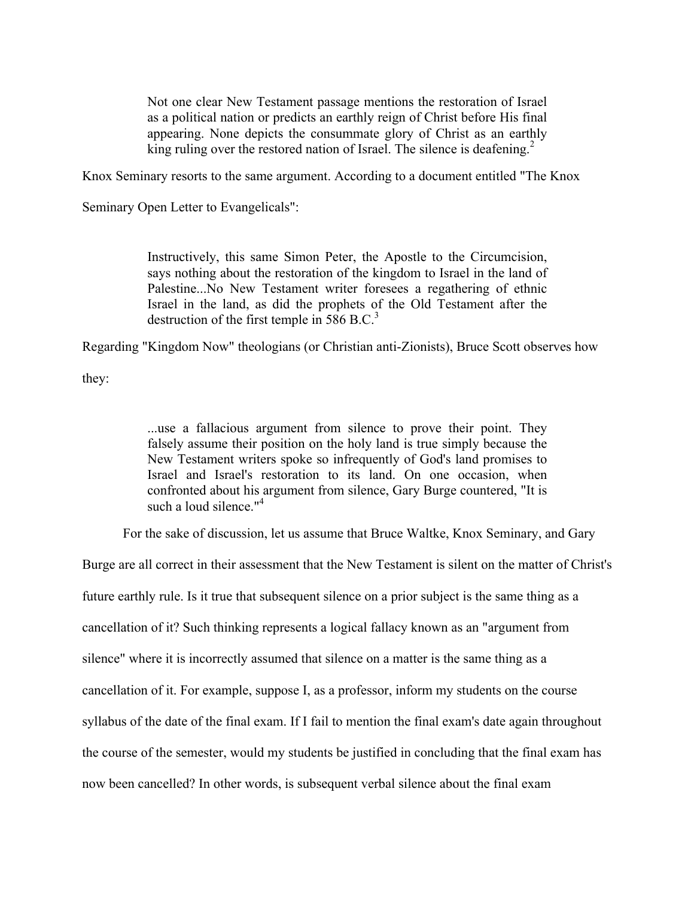> Not one clear New Testament passage mentions the restoration of Israel as a political nation or predicts an earthly reign of Christ before His final appearing. None depicts the consummate glory of Christ as an earthly king ruling over the restored nation of Israel. The silence is deafening.[2]

Knox Seminary resorts to the same argument. According to a document entitled "The Knox Seminary Open Letter to Evangelicals":

> Instructively, this same Simon Peter, the Apostle to the Circumcision, says nothing about the restoration of the kingdom to Israel in the land of Palestine...No New Testament writer foresees a regathering of ethnic Israel in the land, as did the prophets of the Old Testament after the destruction of the first temple in 586 B.C.[3]

Regarding "Kingdom Now" theologians (or Christian anti-Zionists), Bruce Scott observes how they:

> ...use a fallacious argument from silence to prove their point. They falsely assume their position on the holy land is true simply because the New Testament writers spoke so infrequently of God's land promises to Israel and Israel's restoration to its land. On one occasion, when confronted about his argument from silence, Gary Burge countered, "It is such a loud silence."[4]

For the sake of discussion, let us assume that Bruce Waltke, Knox Seminary, and Gary Burge are all correct in their assessment that the New Testament is silent on the matter of Christ's future earthly rule. Is it true that subsequent silence on a prior subject is the same thing as a cancellation of it? Such thinking represents a logical fallacy known as an "argument from silence" where it is incorrectly assumed that silence on a matter is the same thing as a cancellation of it. For example, suppose I, as a professor, inform my students on the course syllabus of the date of the final exam. If I fail to mention the final exam's date again throughout the course of the semester, would my students be justified in concluding that the final exam has now been cancelled? In other words, is subsequent verbal silence about the final exam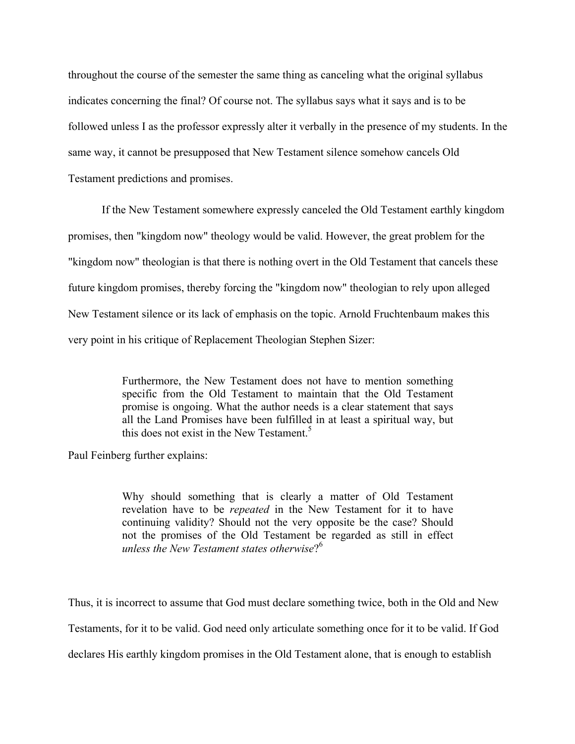throughout the course of the semester the same thing as canceling what the original syllabus indicates concerning the final? Of course not. The syllabus says what it says and is to be followed unless I as the professor expressly alter it verbally in the presence of my students. In the same way, it cannot be presupposed that New Testament silence somehow cancels Old Testament predictions and promises.

If the New Testament somewhere expressly canceled the Old Testament earthly kingdom promises, then "kingdom now" theology would be valid. However, the great problem for the "kingdom now" theologian is that there is nothing overt in the Old Testament that cancels these future kingdom promises, thereby forcing the "kingdom now" theologian to rely upon alleged New Testament silence or its lack of emphasis on the topic. Arnold Fruchtenbaum makes this very point in his critique of Replacement Theologian Stephen Sizer:

> Furthermore, the New Testament does not have to mention something specific from the Old Testament to maintain that the Old Testament promise is ongoing. What the author needs is a clear statement that says all the Land Promises have been fulfilled in at least a spiritual way, but this does not exist in the New Testament.[5]

Paul Feinberg further explains:

> Why should something that is clearly a matter of Old Testament revelation have to be *repeated* in the New Testament for it to have continuing validity? Should not the very opposite be the case? Should not the promises of the Old Testament be regarded as still in effect *unless the New Testament states otherwise*?[6]

Thus, it is incorrect to assume that God must declare something twice, both in the Old and New Testaments, for it to be valid. God need only articulate something once for it to be valid. If God declares His earthly kingdom promises in the Old Testament alone, that is enough to establish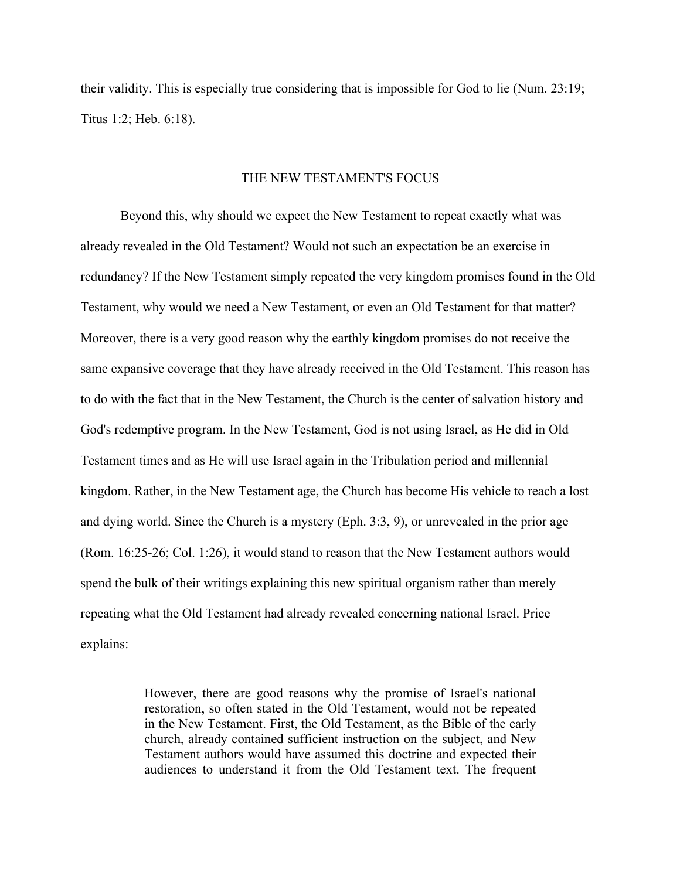their validity. This is especially true considering that is impossible for God to lie (Num. 23:19; Titus 1:2; Heb. 6:18).

## THE NEW TESTAMENT'S FOCUS

Beyond this, why should we expect the New Testament to repeat exactly what was already revealed in the Old Testament? Would not such an expectation be an exercise in redundancy? If the New Testament simply repeated the very kingdom promises found in the Old Testament, why would we need a New Testament, or even an Old Testament for that matter? Moreover, there is a very good reason why the earthly kingdom promises do not receive the same expansive coverage that they have already received in the Old Testament. This reason has to do with the fact that in the New Testament, the Church is the center of salvation history and God's redemptive program. In the New Testament, God is not using Israel, as He did in Old Testament times and as He will use Israel again in the Tribulation period and millennial kingdom. Rather, in the New Testament age, the Church has become His vehicle to reach a lost and dying world. Since the Church is a mystery (Eph. 3:3, 9), or unrevealed in the prior age (Rom. 16:25-26; Col. 1:26), it would stand to reason that the New Testament authors would spend the bulk of their writings explaining this new spiritual organism rather than merely repeating what the Old Testament had already revealed concerning national Israel. Price explains:

> However, there are good reasons why the promise of Israel's national restoration, so often stated in the Old Testament, would not be repeated in the New Testament. First, the Old Testament, as the Bible of the early church, already contained sufficient instruction on the subject, and New Testament authors would have assumed this doctrine and expected their audiences to understand it from the Old Testament text. The frequent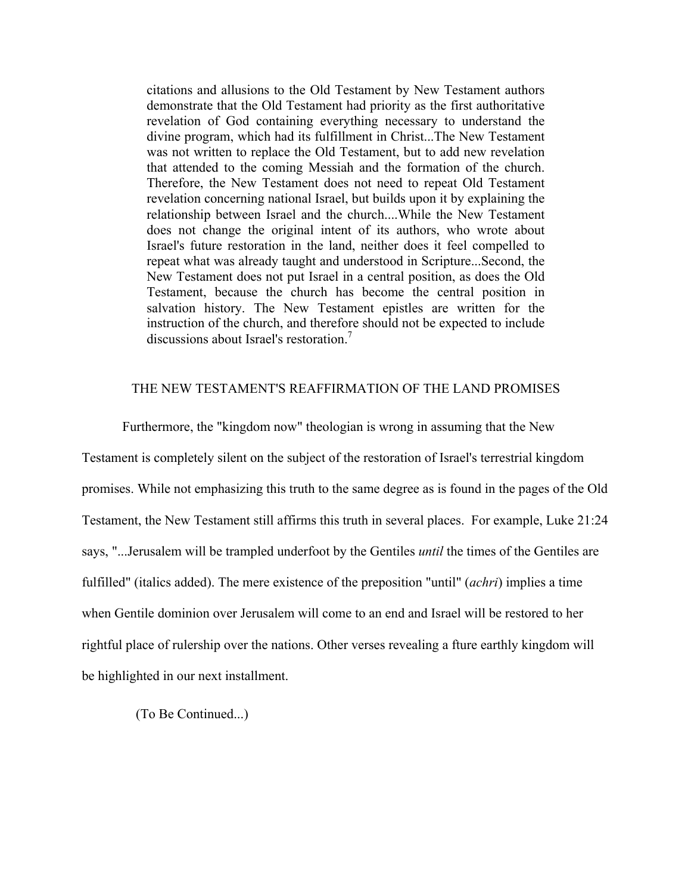> citations and allusions to the Old Testament by New Testament authors demonstrate that the Old Testament had priority as the first authoritative revelation of God containing everything necessary to understand the divine program, which had its fulfillment in Christ...The New Testament was not written to replace the Old Testament, but to add new revelation that attended to the coming Messiah and the formation of the church. Therefore, the New Testament does not need to repeat Old Testament revelation concerning national Israel, but builds upon it by explaining the relationship between Israel and the church....While the New Testament does not change the original intent of its authors, who wrote about Israel's future restoration in the land, neither does it feel compelled to repeat what was already taught and understood in Scripture...Second, the New Testament does not put Israel in a central position, as does the Old Testament, because the church has become the central position in salvation history. The New Testament epistles are written for the instruction of the church, and therefore should not be expected to include discussions about Israel's restoration.[7]

## THE NEW TESTAMENT'S REAFFIRMATION OF THE LAND PROMISES

Furthermore, the "kingdom now" theologian is wrong in assuming that the New Testament is completely silent on the subject of the restoration of Israel's terrestrial kingdom promises. While not emphasizing this truth to the same degree as is found in the pages of the Old Testament, the New Testament still affirms this truth in several places. For example, Luke 21:24 says, "...Jerusalem will be trampled underfoot by the Gentiles *until* the times of the Gentiles are fulfilled" (italics added). The mere existence of the preposition "until" (*achri*) implies a time when Gentile dominion over Jerusalem will come to an end and Israel will be restored to her rightful place of rulership over the nations. Other verses revealing a fture earthly kingdom will be highlighted in our next installment.

(To Be Continued...)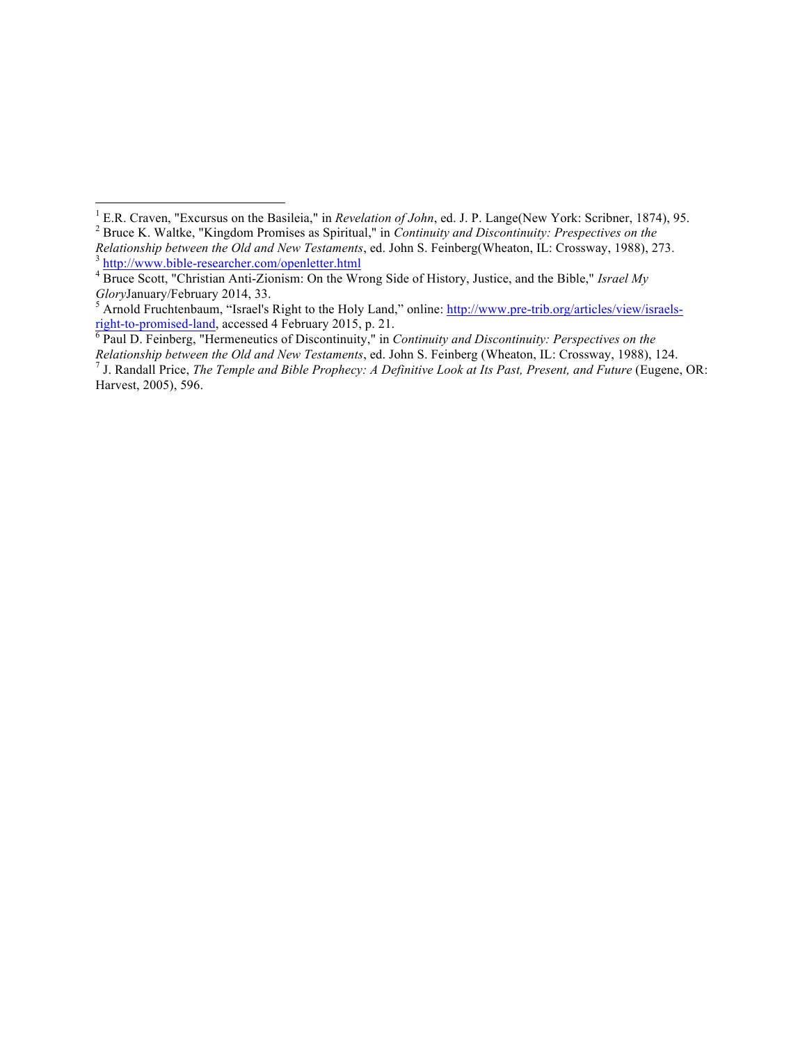[1] E.R. Craven, "Excursus on the Basileia," in *Revelation of John*, ed. J. P. Lange(New York: Scribner, 1874), 95.

[2] Bruce K. Waltke, "Kingdom Promises as Spiritual," in *Continuity and Discontinuity: Prespectives on the Relationship between the Old and New Testaments*, ed. John S. Feinberg(Wheaton, IL: Crossway, 1988), 273.

[3] http://www.bible-researcher.com/openletter.html

[4] Bruce Scott, "Christian Anti-Zionism: On the Wrong Side of History, Justice, and the Bible," *Israel My Glory*January/February 2014, 33.

[5] Arnold Fruchtenbaum, "Israel's Right to the Holy Land," online: http://www.pre-trib.org/articles/view/israels-right-to-promised-land, accessed 4 February 2015, p. 21.

[6] Paul D. Feinberg, "Hermeneutics of Discontinuity," in *Continuity and Discontinuity: Perspectives on the Relationship between the Old and New Testaments*, ed. John S. Feinberg (Wheaton, IL: Crossway, 1988), 124.

[7] J. Randall Price, *The Temple and Bible Prophecy: A Definitive Look at Its Past, Present, and Future* (Eugene, OR: Harvest, 2005), 596.